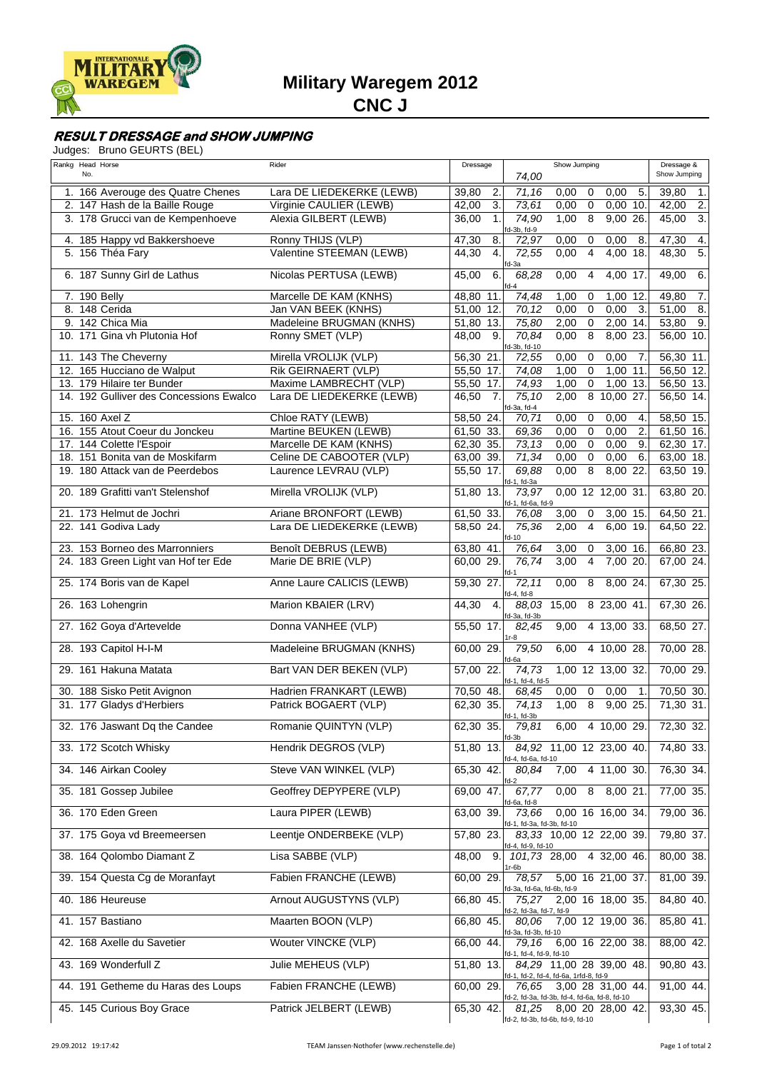# Military Waregem 2012

## CNC J

### RESULT DRESSAGE and SHOW JUMPING

Judges: Bruno GEURTS (BEL)

| Rankg | Head No. | Horse | Rider | Dressage | | Show Jumping (74,00) | | | | | Dressage & Show Jumping | |
|---|---|---|---|---|---|---|---|---|---|---|---|---|
| 1. | 166 | Averouge des Quatre Chenes | Lara DE LIEDEKERKE (LEWB) | 39,80 | 2. | 71,16 | 0,00 | 0 | 0,00 | 5. | 39,80 | 1. |
| 2. | 147 | Hash de la Baille Rouge | Virginie CAULIER (LEWB) | 42,00 | 3. | 73,61 | 0,00 | 0 | 0,00 | 10. | 42,00 | 2. |
| 3. | 178 | Grucci van de Kempenhoeve | Alexia GILBERT (LEWB) | 36,00 | 1. | 74,90 fd-3b, fd-9 | 1,00 | 8 | 9,00 | 26. | 45,00 | 3. |
| 4. | 185 | Happy vd Bakkershoeve | Ronny THIJS (VLP) | 47,30 | 8. | 72,97 | 0,00 | 0 | 0,00 | 8. | 47,30 | 4. |
| 5. | 156 | Théa Fary | Valentine STEEMAN (LEWB) | 44,30 | 4. | 72,55 fd-3a | 0,00 | 4 | 4,00 | 18. | 48,30 | 5. |
| 6. | 187 | Sunny Girl de Lathus | Nicolas PERTUSA (LEWB) | 45,00 | 6. | 68,28 fd-4 | 0,00 | 4 | 4,00 | 17. | 49,00 | 6. |
| 7. | 190 | Belly | Marcelle DE KAM (KNHS) | 48,80 | 11. | 74,48 | 1,00 | 0 | 1,00 | 12. | 49,80 | 7. |
| 8. | 148 | Cerida | Jan VAN BEEK (KNHS) | 51,00 | 12. | 70,12 | 0,00 | 0 | 0,00 | 3. | 51,00 | 8. |
| 9. | 142 | Chica Mia | Madeleine BRUGMAN (KNHS) | 51,80 | 13. | 75,80 | 2,00 | 0 | 2,00 | 14. | 53,80 | 9. |
| 10. | 171 | Gina vh Plutonia Hof | Ronny SMET (VLP) | 48,00 | 9. | 70,84 fd-3b, fd-10 | 0,00 | 8 | 8,00 | 23. | 56,00 | 10. |
| 11. | 143 | The Cheverny | Mirella VROLIJK (VLP) | 56,30 | 21. | 72,55 | 0,00 | 0 | 0,00 | 7. | 56,30 | 11. |
| 12. | 165 | Hucciano de Walput | Rik GEIRNAERT (VLP) | 55,50 | 17. | 74,08 | 1,00 | 0 | 1,00 | 11. | 56,50 | 12. |
| 13. | 179 | Hilaire ter Bunder | Maxime LAMBRECHT (VLP) | 55,50 | 17. | 74,93 | 1,00 | 0 | 1,00 | 13. | 56,50 | 13. |
| 14. | 192 | Gulliver des Concessions Ewalco | Lara DE LIEDEKERKE (LEWB) | 46,50 | 7. | 75,10 fd-3a, fd-4 | 2,00 | 8 | 10,00 | 27. | 56,50 | 14. |
| 15. | 160 | Axel Z | Chloe RATY (LEWB) | 58,50 | 24. | 70,71 | 0,00 | 0 | 0,00 | 4. | 58,50 | 15. |
| 16. | 155 | Atout Coeur du Jonckeu | Martine BEUKEN (LEWB) | 61,50 | 33. | 69,36 | 0,00 | 0 | 0,00 | 2. | 61,50 | 16. |
| 17. | 144 | Colette l'Espoir | Marcelle DE KAM (KNHS) | 62,30 | 35. | 73,13 | 0,00 | 0 | 0,00 | 9. | 62,30 | 17. |
| 18. | 151 | Bonita van de Moskifarm | Celine DE CABOOTER (VLP) | 63,00 | 39. | 71,34 | 0,00 | 0 | 0,00 | 6. | 63,00 | 18. |
| 19. | 180 | Attack van de Peerdebos | Laurence LEVRAU (VLP) | 55,50 | 17. | 69,88 fd-1, fd-3a | 0,00 | 8 | 8,00 | 22. | 63,50 | 19. |
| 20. | 189 | Grafitti van't Stelenshof | Mirella VROLIJK (VLP) | 51,80 | 13. | 73,97 fd-1, fd-6a, fd-9 | 0,00 | 12 | 12,00 | 31. | 63,80 | 20. |
| 21. | 173 | Helmut de Jochri | Ariane BRONFORT (LEWB) | 61,50 | 33. | 76,08 | 3,00 | 0 | 3,00 | 15. | 64,50 | 21. |
| 22. | 141 | Godiva Lady | Lara DE LIEDEKERKE (LEWB) | 58,50 | 24. | 75,36 fd-10 | 2,00 | 4 | 6,00 | 19. | 64,50 | 22. |
| 23. | 153 | Borneo des Marronniers | Benoît DEBRUS (LEWB) | 63,80 | 41. | 76,64 | 3,00 | 0 | 3,00 | 16. | 66,80 | 23. |
| 24. | 183 | Green Light van Hof ter Ede | Marie DE BRIE (VLP) | 60,00 | 29. | 76,74 fd-1 | 3,00 | 4 | 7,00 | 20. | 67,00 | 24. |
| 25. | 174 | Boris van de Kapel | Anne Laure CALICIS (LEWB) | 59,30 | 27. | 72,11 fd-4, fd-8 | 0,00 | 8 | 8,00 | 24. | 67,30 | 25. |
| 26. | 163 | Lohengrin | Marion KBAIER (LRV) | 44,30 | 4. | 88,03 fd-3a, fd-3b | 15,00 | 8 | 23,00 | 41. | 67,30 | 26. |
| 27. | 162 | Goya d'Artevelde | Donna VANHEE (VLP) | 55,50 | 17. | 82,45 1r-8 | 9,00 | 4 | 13,00 | 33. | 68,50 | 27. |
| 28. | 193 | Capitol H-I-M | Madeleine BRUGMAN (KNHS) | 60,00 | 29. | 79,50 fd-6a | 6,00 | 4 | 10,00 | 28. | 70,00 | 28. |
| 29. | 161 | Hakuna Matata | Bart VAN DER BEKEN (VLP) | 57,00 | 22. | 74,73 fd-1, fd-4, fd-5 | 1,00 | 12 | 13,00 | 32. | 70,00 | 29. |
| 30. | 188 | Sisko Petit Avignon | Hadrien FRANKART (LEWB) | 70,50 | 48. | 68,45 | 0,00 | 0 | 0,00 | 1. | 70,50 | 30. |
| 31. | 177 | Gladys d'Herbiers | Patrick BOGAERT (VLP) | 62,30 | 35. | 74,13 fd-1, fd-3b | 1,00 | 8 | 9,00 | 25. | 71,30 | 31. |
| 32. | 176 | Jaswant Dq the Candee | Romanie QUINTYN (VLP) | 62,30 | 35. | 79,81 fd-3b | 6,00 | 4 | 10,00 | 29. | 72,30 | 32. |
| 33. | 172 | Scotch Whisky | Hendrik DEGROS (VLP) | 51,80 | 13. | 84,92 fd-4, fd-6a, fd-10 | 11,00 | 12 | 23,00 | 40. | 74,80 | 33. |
| 34. | 146 | Airkan Cooley | Steve VAN WINKEL (VLP) | 65,30 | 42. | 80,84 fd-2 | 7,00 | 4 | 11,00 | 30. | 76,30 | 34. |
| 35. | 181 | Gossep Jubilee | Geoffrey DEPYPERE (VLP) | 69,00 | 47. | 67,77 fd-6a, fd-8 | 0,00 | 8 | 8,00 | 21. | 77,00 | 35. |
| 36. | 170 | Eden Green | Laura PIPER (LEWB) | 63,00 | 39. | 73,66 fd-1, fd-3a, fd-3b, fd-10 | 0,00 | 16 | 16,00 | 34. | 79,00 | 36. |
| 37. | 175 | Goya vd Breemeersen | Leentje ONDERBEKE (VLP) | 57,80 | 23. | 83,33 fd-4, fd-9, fd-10 | 10,00 | 12 | 22,00 | 39. | 79,80 | 37. |
| 38. | 164 | Qolombo Diamant Z | Lisa SABBE (VLP) | 48,00 | 9. | 101,73 1r-6b | 28,00 | 4 | 32,00 | 46. | 80,00 | 38. |
| 39. | 154 | Questa Cg de Moranfayt | Fabien FRANCHE (LEWB) | 60,00 | 29. | 78,57 fd-3a, fd-6a, fd-6b, fd-9 | 5,00 | 16 | 21,00 | 37. | 81,00 | 39. |
| 40. | 186 | Heureuse | Arnout AUGUSTYNS (VLP) | 66,80 | 45. | 75,27 fd-2, fd-3a, fd-7, fd-9 | 2,00 | 16 | 18,00 | 35. | 84,80 | 40. |
| 41. | 157 | Bastiano | Maarten BOON (VLP) | 66,80 | 45. | 80,06 fd-3a, fd-3b, fd-10 | 7,00 | 12 | 19,00 | 36. | 85,80 | 41. |
| 42. | 168 | Axelle du Savetier | Wouter VINCKE (VLP) | 66,00 | 44. | 79,16 fd-1, fd-4, fd-9, fd-10 | 6,00 | 16 | 22,00 | 38. | 88,00 | 42. |
| 43. | 169 | Wonderfull Z | Julie MEHEUS (VLP) | 51,80 | 13. | 84,29 fd-1, fd-2, fd-4, fd-6a, 1rfd-8, fd-9 | 11,00 | 28 | 39,00 | 48. | 90,80 | 43. |
| 44. | 191 | Getheme du Haras des Loups | Fabien FRANCHE (LEWB) | 60,00 | 29. | 76,65 fd-2, fd-3a, fd-3b, fd-4, fd-6a, fd-8, fd-10 | 3,00 | 28 | 31,00 | 44. | 91,00 | 44. |
| 45. | 145 | Curious Boy Grace | Patrick JELBERT (LEWB) | 65,30 | 42. | 81,25 fd-2, fd-3b, fd-6b, fd-9, fd-10 | 8,00 | 20 | 28,00 | 42. | 93,30 | 45. |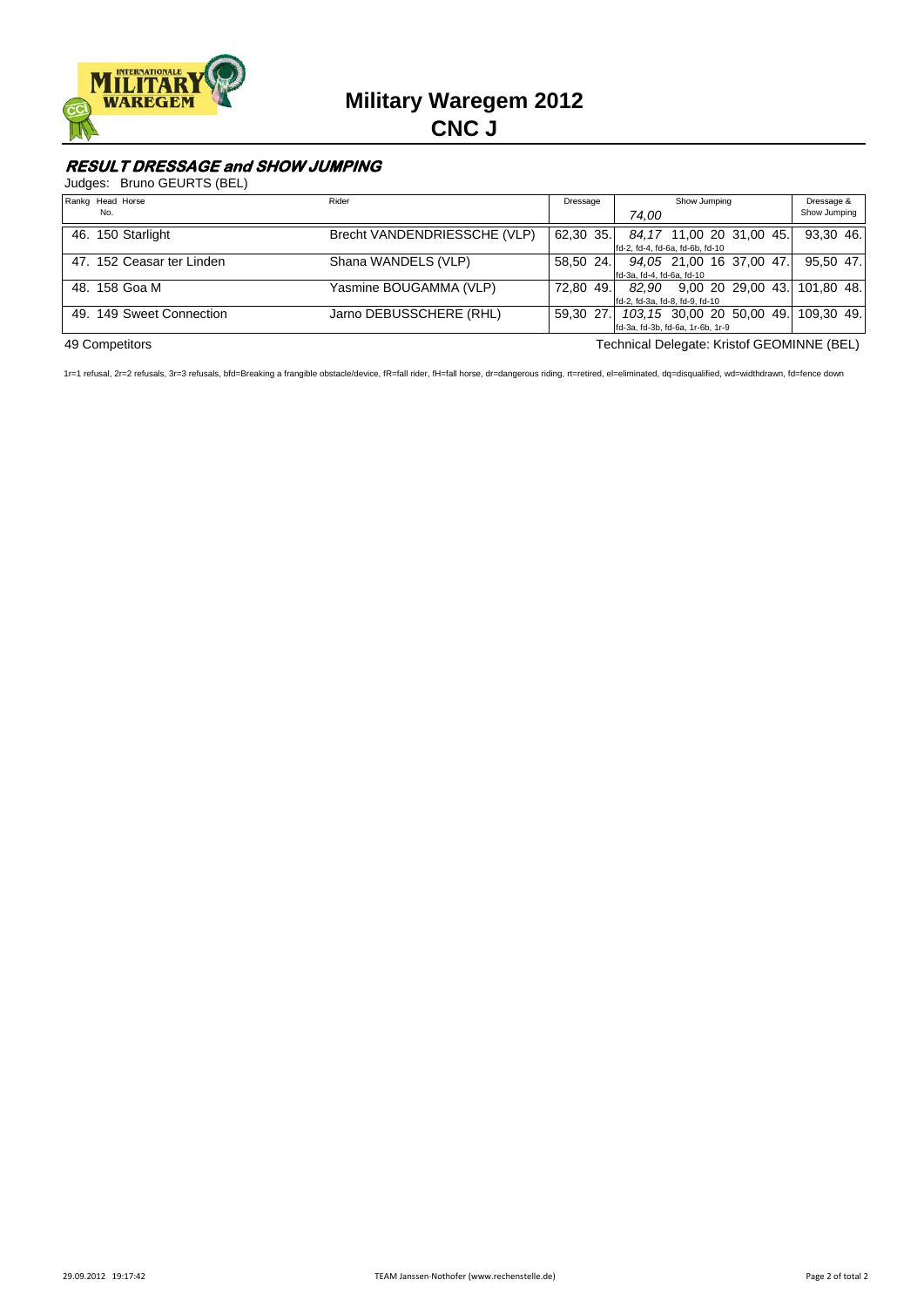# Military Waregem 2012

## CNC J

### RESULT DRESSAGE and SHOW JUMPING

Judges: Bruno GEURTS (BEL)

| Rankg | Head No. | Horse | Rider | Dressage | | Show Jumping 74,00 | | | | | Dressage & Show Jumping | |
|---|---|---|---|---|---|---|---|---|---|---|---|---|
| 46. | 150 | Starlight | Brecht VANDENDRIESSCHE (VLP) | 62,30 | 35. | *84,17* | 11,00 | 20 | 31,00 | 45. | 93,30 | 46. |
| | | | | | | fd-2, fd-4, fd-6a, fd-6b, fd-10 | | | | | | |
| 47. | 152 | Ceasar ter Linden | Shana WANDELS (VLP) | 58,50 | 24. | *94,05* | 21,00 | 16 | 37,00 | 47. | 95,50 | 47. |
| | | | | | | fd-3a, fd-4, fd-6a, fd-10 | | | | | | |
| 48. | 158 | Goa M | Yasmine BOUGAMMA (VLP) | 72,80 | 49. | *82,90* | 9,00 | 20 | 29,00 | 43. | 101,80 | 48. |
| | | | | | | fd-2, fd-3a, fd-8, fd-9, fd-10 | | | | | | |
| 49. | 149 | Sweet Connection | Jarno DEBUSSCHERE (RHL) | 59,30 | 27. | *103,15* | 30,00 | 20 | 50,00 | 49. | 109,30 | 49. |
| | | | | | | fd-3a, fd-3b, fd-6a, 1r-6b, 1r-9 | | | | | | |

49 Competitors

Technical Delegate: Kristof GEOMINNE (BEL)

1r=1 refusal, 2r=2 refusals, 3r=3 refusals, bfd=Breaking a frangible obstacle/device, fR=fall rider, fH=fall horse, dr=dangerous riding, rt=retired, el=eliminated, dq=disqualified, wd=widthdrawn, fd=fence down

29.09.2012 19:17:42 TEAM Janssen-Nothofer (www.rechenstelle.de)